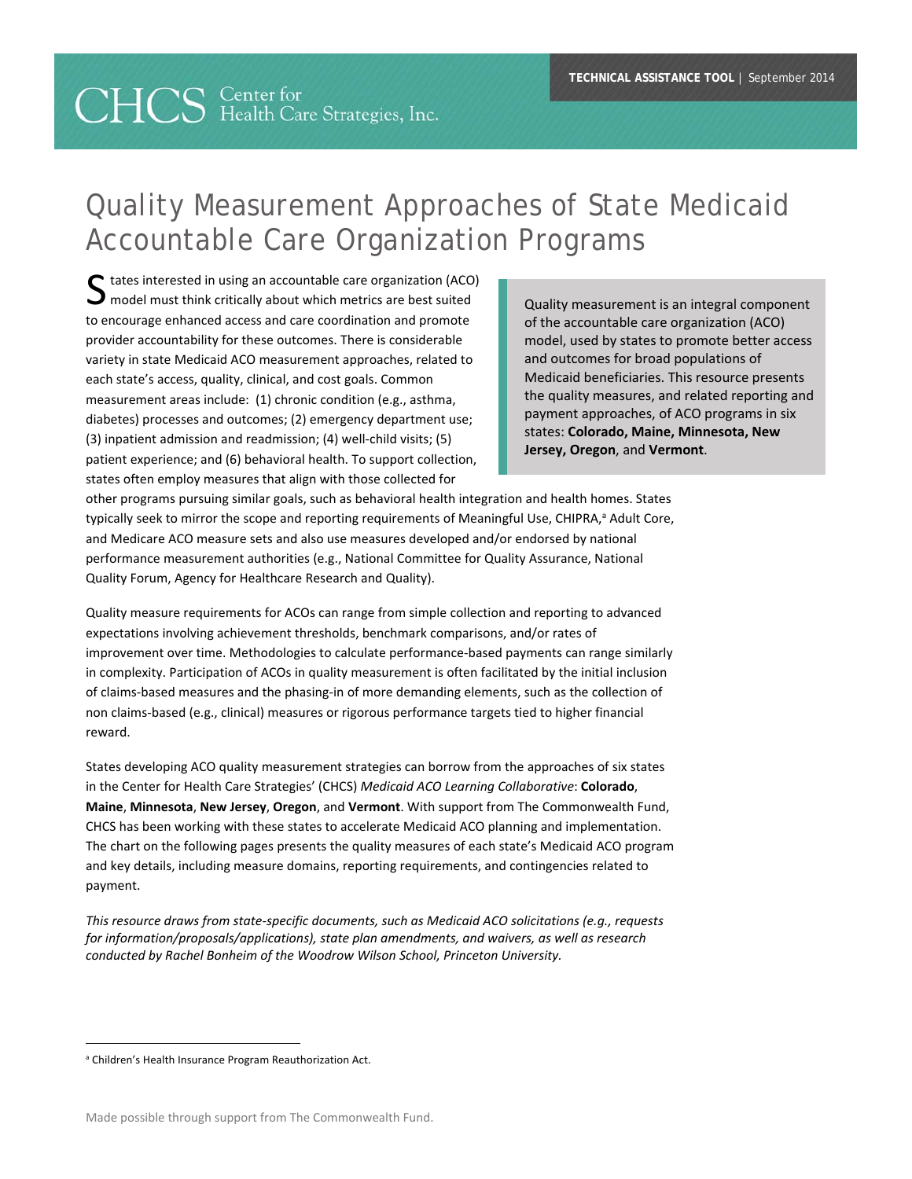CHCS Center for Health Care Strategies, Inc.

**TECHNICAL ASSISTANCE TOOL** | September 2014

# Quality Measurement Approaches of State Medicaid Accountable Care Organization Programs

Quality measurement is an integral component of the accountable care organization (ACO) model, used by states to promote better access and outcomes for broad populations of Medicaid beneficiaries. This resource presents the quality measures, and related reporting and payment approaches, of ACO programs in six states: **Colorado, Maine, Minnesota, New Jersey, Oregon**, and **Vermont**.

States interested in using an accountable care organization (ACO) model must think critically about which metrics are best suited to encourage enhanced access and care coordination and promote provider accountability for these outcomes. There is considerable variety in state Medicaid ACO measurement approaches, related to each state's access, quality, clinical, and cost goals. Common measurement areas include: (1) chronic condition (e.g., asthma, diabetes) processes and outcomes; (2) emergency department use; (3) inpatient admission and readmission; (4) well-child visits; (5) patient experience; and (6) behavioral health. To support collection, states often employ measures that align with those collected for other programs pursuing similar goals, such as behavioral health integration and health homes. States typically seek to mirror the scope and reporting requirements of Meaningful Use, CHIPRA,[a] Adult Core, and Medicare ACO measure sets and also use measures developed and/or endorsed by national performance measurement authorities (e.g., National Committee for Quality Assurance, National Quality Forum, Agency for Healthcare Research and Quality).

Quality measure requirements for ACOs can range from simple collection and reporting to advanced expectations involving achievement thresholds, benchmark comparisons, and/or rates of improvement over time. Methodologies to calculate performance-based payments can range similarly in complexity. Participation of ACOs in quality measurement is often facilitated by the initial inclusion of claims-based measures and the phasing-in of more demanding elements, such as the collection of non claims-based (e.g., clinical) measures or rigorous performance targets tied to higher financial reward.

States developing ACO quality measurement strategies can borrow from the approaches of six states in the Center for Health Care Strategies' (CHCS) *Medicaid ACO Learning Collaborative*: **Colorado**, **Maine**, **Minnesota**, **New Jersey**, **Oregon**, and **Vermont**. With support from The Commonwealth Fund, CHCS has been working with these states to accelerate Medicaid ACO planning and implementation. The chart on the following pages presents the quality measures of each state's Medicaid ACO program and key details, including measure domains, reporting requirements, and contingencies related to payment.

*This resource draws from state-specific documents, such as Medicaid ACO solicitations (e.g., requests for information/proposals/applications), state plan amendments, and waivers, as well as research conducted by Rachel Bonheim of the Woodrow Wilson School, Princeton University.*

[a] Children's Health Insurance Program Reauthorization Act.

Made possible through support from The Commonwealth Fund.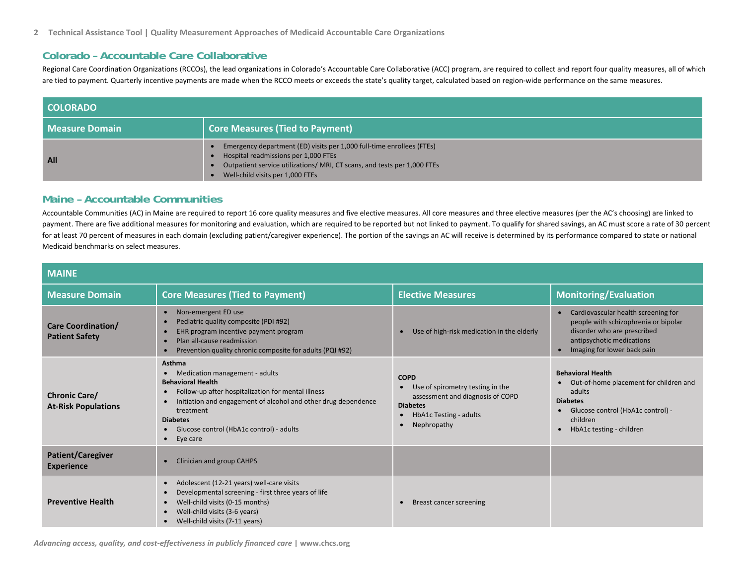## Colorado – Accountable Care Collaborative

Regional Care Coordination Organizations (RCCOs), the lead organizations in Colorado's Accountable Care Collaborative (ACC) program, are required to collect and report four quality measures, all of which are tied to payment. Quarterly incentive payments are made when the RCCO meets or exceeds the state's quality target, calculated based on region-wide performance on the same measures.

| COLORADO | |
|---|---|
| **Measure Domain** | **Core Measures (Tied to Payment)** |
| **All** | • Emergency department (ED) visits per 1,000 full-time enrollees (FTEs)<br>• Hospital readmissions per 1,000 FTEs<br>• Outpatient service utilizations/ MRI, CT scans, and tests per 1,000 FTEs<br>• Well-child visits per 1,000 FTEs |

## Maine – Accountable Communities

Accountable Communities (AC) in Maine are required to report 16 core quality measures and five elective measures. All core measures and three elective measures (per the AC's choosing) are linked to payment. There are five additional measures for monitoring and evaluation, which are required to be reported but not linked to payment. To qualify for shared savings, an AC must score a rate of 30 percent for at least 70 percent of measures in each domain (excluding patient/caregiver experience). The portion of the savings an AC will receive is determined by its performance compared to state or national Medicaid benchmarks on select measures.

| MAINE | | | |
|---|---|---|---|
| **Measure Domain** | **Core Measures (Tied to Payment)** | **Elective Measures** | **Monitoring/Evaluation** |
| **Care Coordination/ Patient Safety** | • Non-emergent ED use<br>• Pediatric quality composite (PDI #92)<br>• EHR program incentive payment program<br>• Plan all-cause readmission<br>• Prevention quality chronic composite for adults (PQI #92) | • Use of high-risk medication in the elderly | • Cardiovascular health screening for people with schizophrenia or bipolar disorder who are prescribed antipsychotic medications<br>• Imaging for lower back pain |
| **Chronic Care/ At-Risk Populations** | **Asthma**<br>• Medication management - adults<br>**Behavioral Health**<br>• Follow-up after hospitalization for mental illness<br>• Initiation and engagement of alcohol and other drug dependence treatment<br>**Diabetes**<br>• Glucose control (HbA1c control) - adults<br>• Eye care | **COPD**<br>• Use of spirometry testing in the assessment and diagnosis of COPD<br>**Diabetes**<br>• HbA1c Testing - adults<br>• Nephropathy | **Behavioral Health**<br>• Out-of-home placement for children and adults<br>**Diabetes**<br>• Glucose control (HbA1c control) - children<br>• HbA1c testing - children |
| **Patient/Caregiver Experience** | • Clinician and group CAHPS | | |
| **Preventive Health** | • Adolescent (12-21 years) well-care visits<br>• Developmental screening - first three years of life<br>• Well-child visits (0-15 months)<br>• Well-child visits (3-6 years)<br>• Well-child visits (7-11 years) | • Breast cancer screening | |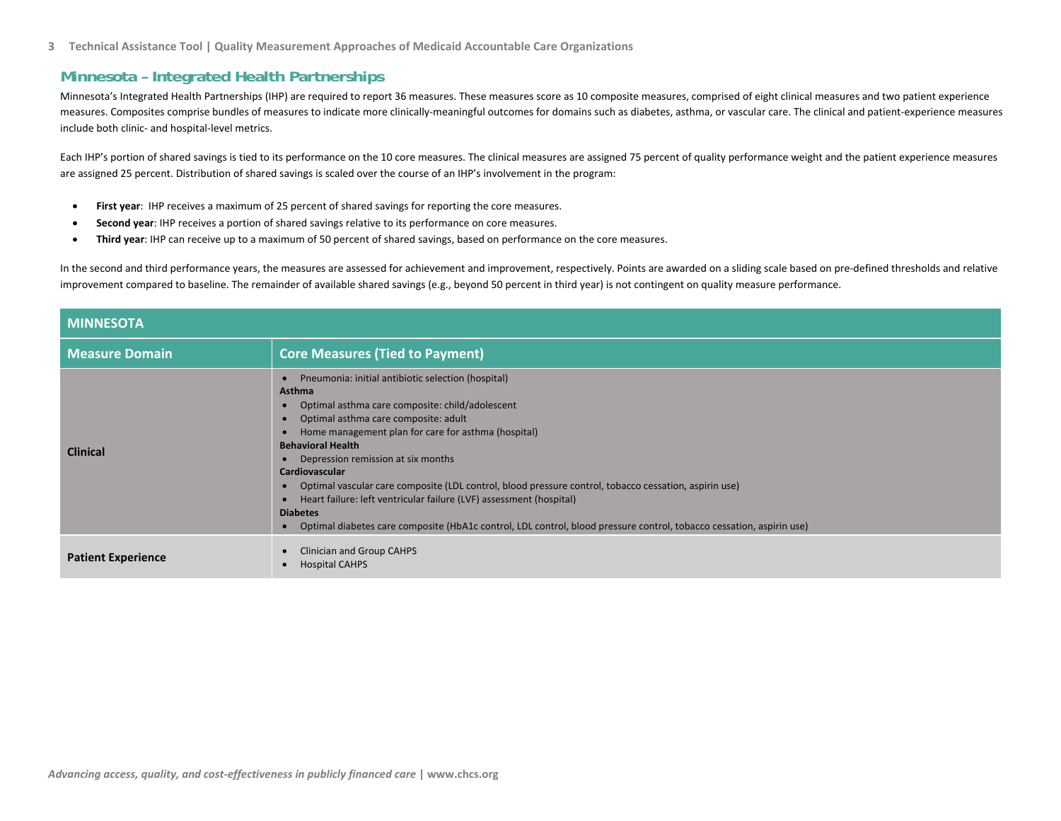## Minnesota – Integrated Health Partnerships

Minnesota's Integrated Health Partnerships (IHP) are required to report 36 measures. These measures score as 10 composite measures, comprised of eight clinical measures and two patient experience measures. Composites comprise bundles of measures to indicate more clinically-meaningful outcomes for domains such as diabetes, asthma, or vascular care. The clinical and patient-experience measures include both clinic- and hospital-level metrics.

Each IHP's portion of shared savings is tied to its performance on the 10 core measures. The clinical measures are assigned 75 percent of quality performance weight and the patient experience measures are assigned 25 percent. Distribution of shared savings is scaled over the course of an IHP's involvement in the program:

- **First year**: IHP receives a maximum of 25 percent of shared savings for reporting the core measures.
- **Second year**: IHP receives a portion of shared savings relative to its performance on core measures.
- **Third year**: IHP can receive up to a maximum of 50 percent of shared savings, based on performance on the core measures.

In the second and third performance years, the measures are assessed for achievement and improvement, respectively. Points are awarded on a sliding scale based on pre-defined thresholds and relative improvement compared to baseline. The remainder of available shared savings (e.g., beyond 50 percent in third year) is not contingent on quality measure performance.

| MINNESOTA | |
|---|---|
| **Measure Domain** | **Core Measures (Tied to Payment)** |
| **Clinical** | • Pneumonia: initial antibiotic selection (hospital)<br>**Asthma**<br>• Optimal asthma care composite: child/adolescent<br>• Optimal asthma care composite: adult<br>• Home management plan for care for asthma (hospital)<br>**Behavioral Health**<br>• Depression remission at six months<br>**Cardiovascular**<br>• Optimal vascular care composite (LDL control, blood pressure control, tobacco cessation, aspirin use)<br>• Heart failure: left ventricular failure (LVF) assessment (hospital)<br>**Diabetes**<br>• Optimal diabetes care composite (HbA1c control, LDL control, blood pressure control, tobacco cessation, aspirin use) |
| **Patient Experience** | • Clinician and Group CAHPS<br>• Hospital CAHPS |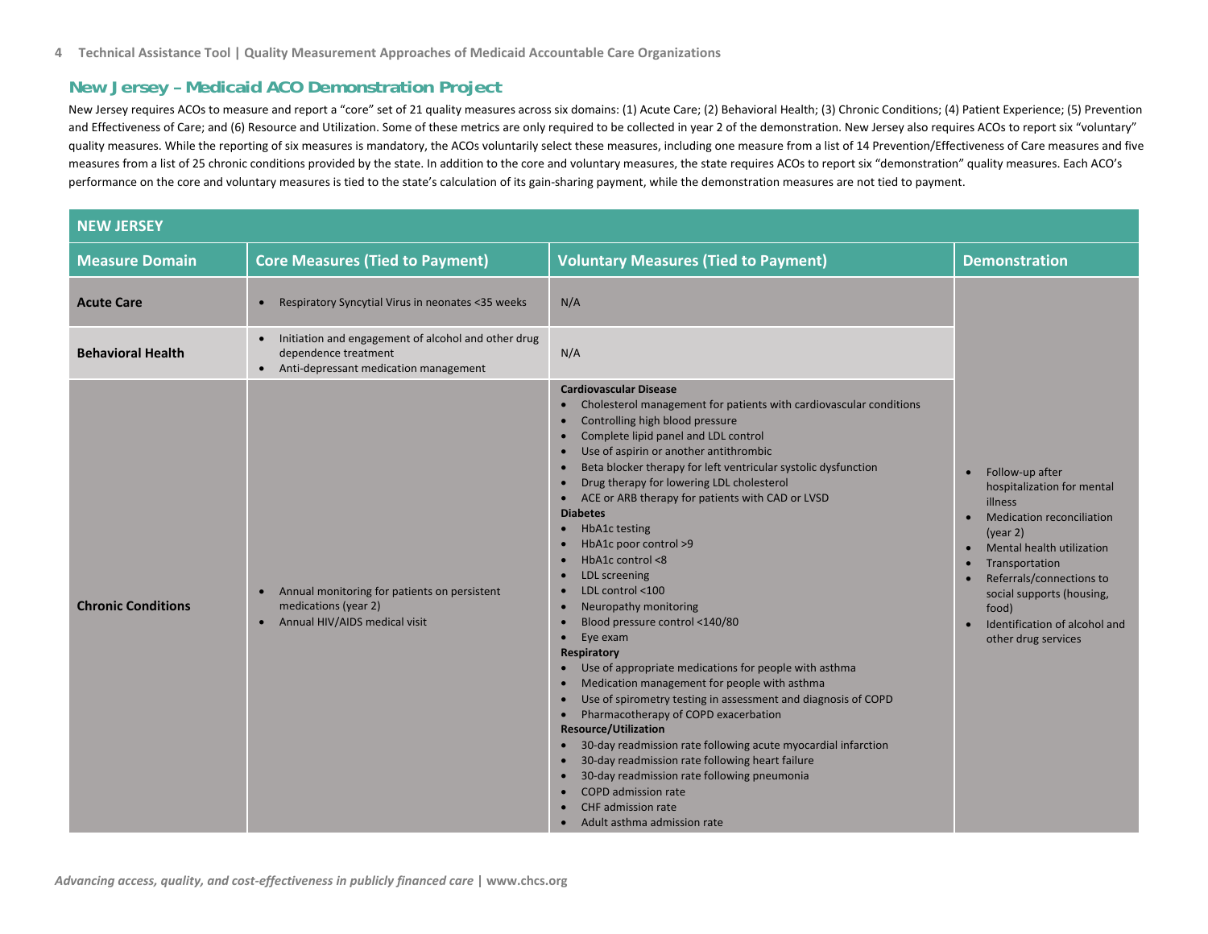## New Jersey – Medicaid ACO Demonstration Project

New Jersey requires ACOs to measure and report a "core" set of 21 quality measures across six domains: (1) Acute Care; (2) Behavioral Health; (3) Chronic Conditions; (4) Patient Experience; (5) Prevention and Effectiveness of Care; and (6) Resource and Utilization. Some of these metrics are only required to be collected in year 2 of the demonstration. New Jersey also requires ACOs to report six "voluntary" quality measures. While the reporting of six measures is mandatory, the ACOs voluntarily select these measures, including one measure from a list of 14 Prevention/Effectiveness of Care measures and five measures from a list of 25 chronic conditions provided by the state. In addition to the core and voluntary measures, the state requires ACOs to report six "demonstration" quality measures. Each ACO's performance on the core and voluntary measures is tied to the state's calculation of its gain-sharing payment, while the demonstration measures are not tied to payment.

| NEW JERSEY | | | |
|---|---|---|---|
| **Measure Domain** | **Core Measures (Tied to Payment)** | **Voluntary Measures (Tied to Payment)** | **Demonstration** |
| **Acute Care** | • Respiratory Syncytial Virus in neonates <35 weeks | N/A | • Follow-up after hospitalization for mental illness<br>• Medication reconciliation (year 2)<br>• Mental health utilization<br>• Transportation<br>• Referrals/connections to social supports (housing, food)<br>• Identification of alcohol and other drug services |
| **Behavioral Health** | • Initiation and engagement of alcohol and other drug dependence treatment<br>• Anti-depressant medication management | N/A | |
| **Chronic Conditions** | • Annual monitoring for patients on persistent medications (year 2)<br>• Annual HIV/AIDS medical visit | **Cardiovascular Disease**<br>• Cholesterol management for patients with cardiovascular conditions<br>• Controlling high blood pressure<br>• Complete lipid panel and LDL control<br>• Use of aspirin or another antithrombic<br>• Beta blocker therapy for left ventricular systolic dysfunction<br>• Drug therapy for lowering LDL cholesterol<br>• ACE or ARB therapy for patients with CAD or LVSD<br>**Diabetes**<br>• HbA1c testing<br>• HbA1c poor control >9<br>• HbA1c control <8<br>• LDL screening<br>• LDL control <100<br>• Neuropathy monitoring<br>• Blood pressure control <140/80<br>• Eye exam<br>**Respiratory**<br>• Use of appropriate medications for people with asthma<br>• Medication management for people with asthma<br>• Use of spirometry testing in assessment and diagnosis of COPD<br>• Pharmacotherapy of COPD exacerbation<br>**Resource/Utilization**<br>• 30-day readmission rate following acute myocardial infarction<br>• 30-day readmission rate following heart failure<br>• 30-day readmission rate following pneumonia<br>• COPD admission rate<br>• CHF admission rate<br>• Adult asthma admission rate | |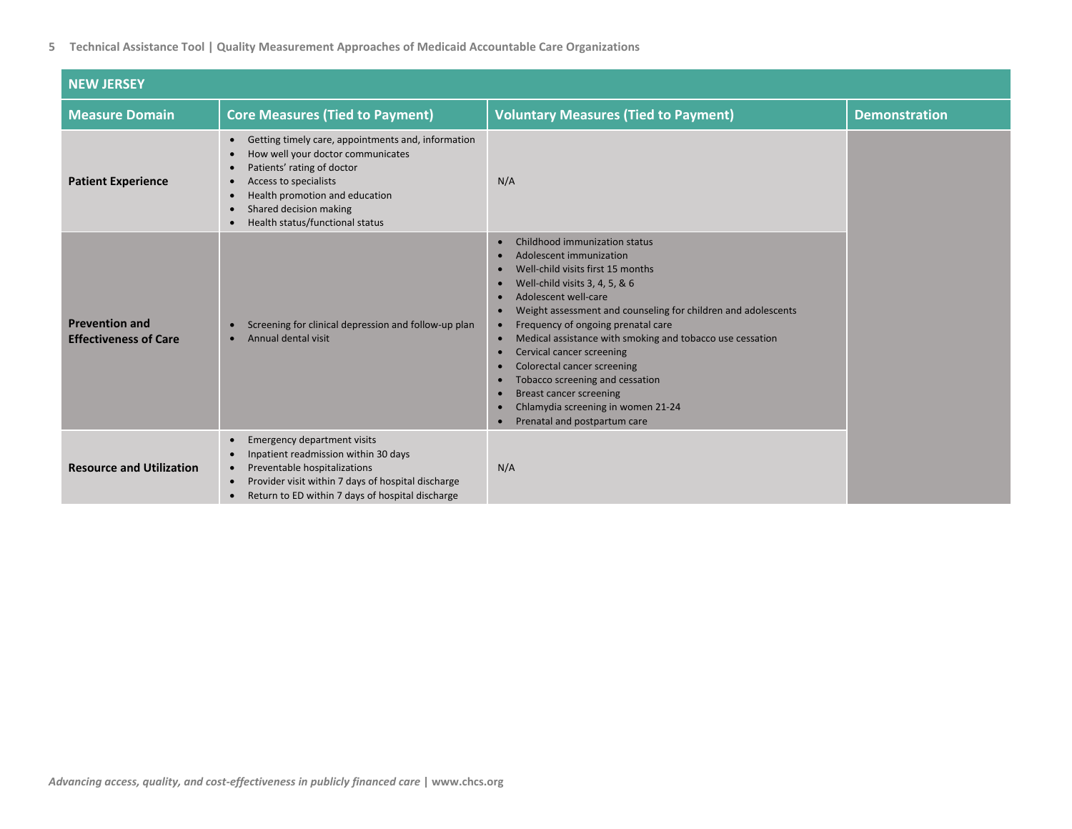| NEW JERSEY | | | |
|---|---|---|---|
| **Measure Domain** | **Core Measures (Tied to Payment)** | **Voluntary Measures (Tied to Payment)** | **Demonstration** |
| **Patient Experience** | • Getting timely care, appointments and, information<br>• How well your doctor communicates<br>• Patients' rating of doctor<br>• Access to specialists<br>• Health promotion and education<br>• Shared decision making<br>• Health status/functional status | N/A | |
| **Prevention and Effectiveness of Care** | • Screening for clinical depression and follow-up plan<br>• Annual dental visit | • Childhood immunization status<br>• Adolescent immunization<br>• Well-child visits first 15 months<br>• Well-child visits 3, 4, 5, & 6<br>• Adolescent well-care<br>• Weight assessment and counseling for children and adolescents<br>• Frequency of ongoing prenatal care<br>• Medical assistance with smoking and tobacco use cessation<br>• Cervical cancer screening<br>• Colorectal cancer screening<br>• Tobacco screening and cessation<br>• Breast cancer screening<br>• Chlamydia screening in women 21-24<br>• Prenatal and postpartum care | |
| **Resource and Utilization** | • Emergency department visits<br>• Inpatient readmission within 30 days<br>• Preventable hospitalizations<br>• Provider visit within 7 days of hospital discharge<br>• Return to ED within 7 days of hospital discharge | N/A | |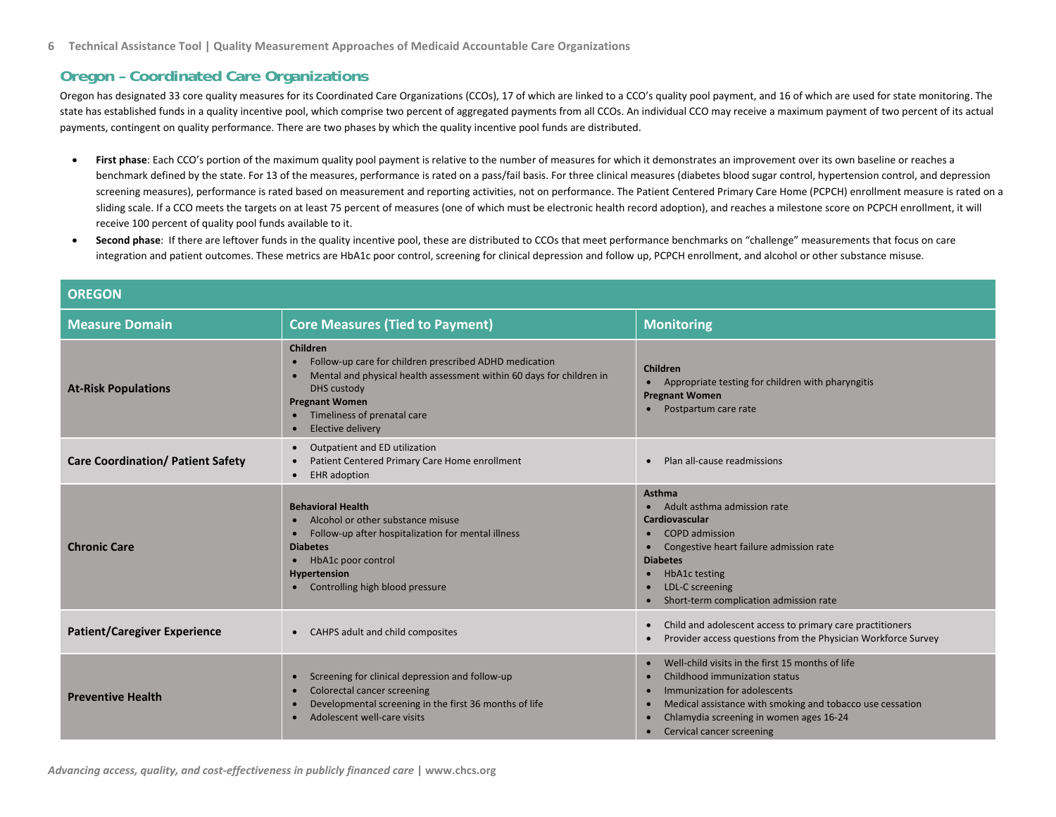## Oregon – Coordinated Care Organizations

Oregon has designated 33 core quality measures for its Coordinated Care Organizations (CCOs), 17 of which are linked to a CCO's quality pool payment, and 16 of which are used for state monitoring. The state has established funds in a quality incentive pool, which comprise two percent of aggregated payments from all CCOs. An individual CCO may receive a maximum payment of two percent of its actual payments, contingent on quality performance. There are two phases by which the quality incentive pool funds are distributed.

- **First phase**: Each CCO's portion of the maximum quality pool payment is relative to the number of measures for which it demonstrates an improvement over its own baseline or reaches a benchmark defined by the state. For 13 of the measures, performance is rated on a pass/fail basis. For three clinical measures (diabetes blood sugar control, hypertension control, and depression screening measures), performance is rated based on measurement and reporting activities, not on performance. The Patient Centered Primary Care Home (PCPCH) enrollment measure is rated on a sliding scale. If a CCO meets the targets on at least 75 percent of measures (one of which must be electronic health record adoption), and reaches a milestone score on PCPCH enrollment, it will receive 100 percent of quality pool funds available to it.
- **Second phase**: If there are leftover funds in the quality incentive pool, these are distributed to CCOs that meet performance benchmarks on "challenge" measurements that focus on care integration and patient outcomes. These metrics are HbA1c poor control, screening for clinical depression and follow up, PCPCH enrollment, and alcohol or other substance misuse.

| OREGON | | |
|---|---|---|
| **Measure Domain** | **Core Measures (Tied to Payment)** | **Monitoring** |
| **At-Risk Populations** | **Children**<br>• Follow-up care for children prescribed ADHD medication<br>• Mental and physical health assessment within 60 days for children in DHS custody<br>**Pregnant Women**<br>• Timeliness of prenatal care<br>• Elective delivery | **Children**<br>• Appropriate testing for children with pharyngitis<br>**Pregnant Women**<br>• Postpartum care rate |
| **Care Coordination/ Patient Safety** | • Outpatient and ED utilization<br>• Patient Centered Primary Care Home enrollment<br>• EHR adoption | • Plan all-cause readmissions |
| **Chronic Care** | **Behavioral Health**<br>• Alcohol or other substance misuse<br>• Follow-up after hospitalization for mental illness<br>**Diabetes**<br>• HbA1c poor control<br>**Hypertension**<br>• Controlling high blood pressure | **Asthma**<br>• Adult asthma admission rate<br>**Cardiovascular**<br>• COPD admission<br>• Congestive heart failure admission rate<br>**Diabetes**<br>• HbA1c testing<br>• LDL-C screening<br>• Short-term complication admission rate |
| **Patient/Caregiver Experience** | • CAHPS adult and child composites | • Child and adolescent access to primary care practitioners<br>• Provider access questions from the Physician Workforce Survey |
| **Preventive Health** | • Screening for clinical depression and follow-up<br>• Colorectal cancer screening<br>• Developmental screening in the first 36 months of life<br>• Adolescent well-care visits | • Well-child visits in the first 15 months of life<br>• Childhood immunization status<br>• Immunization for adolescents<br>• Medical assistance with smoking and tobacco use cessation<br>• Chlamydia screening in women ages 16-24<br>• Cervical cancer screening |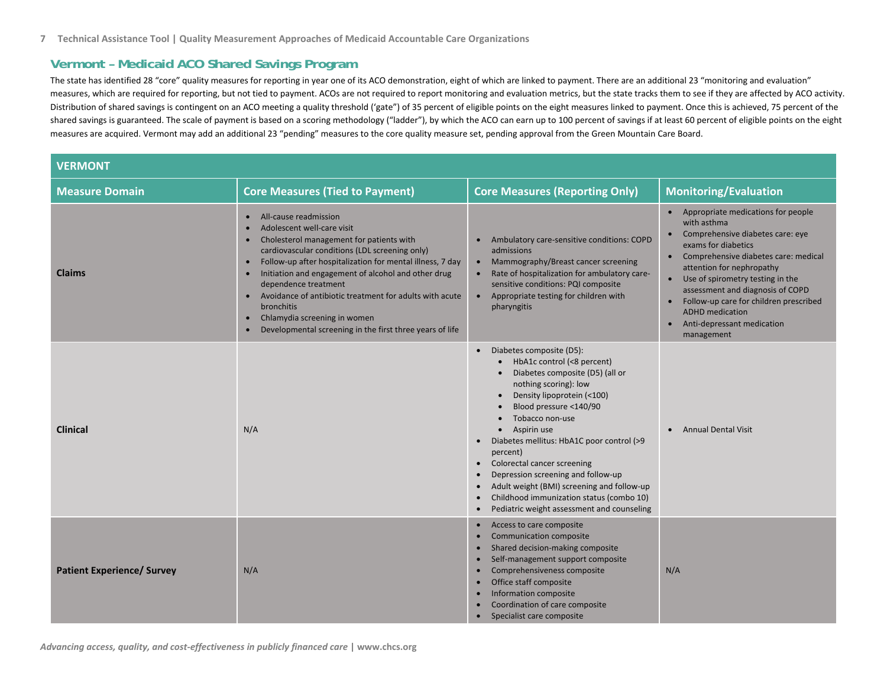## Vermont – Medicaid ACO Shared Savings Program

The state has identified 28 "core" quality measures for reporting in year one of its ACO demonstration, eight of which are linked to payment. There are an additional 23 "monitoring and evaluation" measures, which are required for reporting, but not tied to payment. ACOs are not required to report monitoring and evaluation metrics, but the state tracks them to see if they are affected by ACO activity. Distribution of shared savings is contingent on an ACO meeting a quality threshold ('gate") of 35 percent of eligible points on the eight measures linked to payment. Once this is achieved, 75 percent of the shared savings is guaranteed. The scale of payment is based on a scoring methodology ("ladder"), by which the ACO can earn up to 100 percent of savings if at least 60 percent of eligible points on the eight measures are acquired. Vermont may add an additional 23 "pending" measures to the core quality measure set, pending approval from the Green Mountain Care Board.

| VERMONT | | | |
|---|---|---|---|
| **Measure Domain** | **Core Measures (Tied to Payment)** | **Core Measures (Reporting Only)** | **Monitoring/Evaluation** |
| **Claims** | • All-cause readmission<br>• Adolescent well-care visit<br>• Cholesterol management for patients with cardiovascular conditions (LDL screening only)<br>• Follow-up after hospitalization for mental illness, 7 day<br>• Initiation and engagement of alcohol and other drug dependence treatment<br>• Avoidance of antibiotic treatment for adults with acute bronchitis<br>• Chlamydia screening in women<br>• Developmental screening in the first three years of life | • Ambulatory care-sensitive conditions: COPD admissions<br>• Mammography/Breast cancer screening<br>• Rate of hospitalization for ambulatory care-sensitive conditions: PQI composite<br>• Appropriate testing for children with pharyngitis | • Appropriate medications for people with asthma<br>• Comprehensive diabetes care: eye exams for diabetics<br>• Comprehensive diabetes care: medical attention for nephropathy<br>• Use of spirometry testing in the assessment and diagnosis of COPD<br>• Follow-up care for children prescribed ADHD medication<br>• Anti-depressant medication management |
| **Clinical** | N/A | • Diabetes composite (D5):<br>&nbsp;&nbsp;◦ HbA1c control (<8 percent)<br>&nbsp;&nbsp;◦ Diabetes composite (D5) (all or nothing scoring): low<br>&nbsp;&nbsp;◦ Density lipoprotein (<100)<br>&nbsp;&nbsp;◦ Blood pressure <140/90<br>&nbsp;&nbsp;◦ Tobacco non-use<br>&nbsp;&nbsp;◦ Aspirin use<br>• Diabetes mellitus: HbA1C poor control (>9 percent)<br>• Colorectal cancer screening<br>• Depression screening and follow-up<br>• Adult weight (BMI) screening and follow-up<br>• Childhood immunization status (combo 10)<br>• Pediatric weight assessment and counseling | • Annual Dental Visit |
| **Patient Experience/ Survey** | N/A | • Access to care composite<br>• Communication composite<br>• Shared decision-making composite<br>• Self-management support composite<br>• Comprehensiveness composite<br>• Office staff composite<br>• Information composite<br>• Coordination of care composite<br>• Specialist care composite | N/A |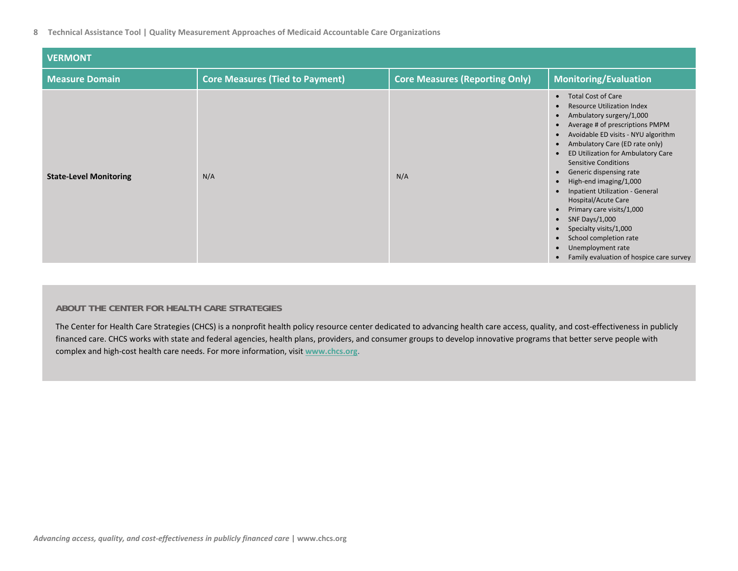| VERMONT | | | |
|---|---|---|---|
| **Measure Domain** | **Core Measures (Tied to Payment)** | **Core Measures (Reporting Only)** | **Monitoring/Evaluation** |
| **State-Level Monitoring** | N/A | N/A | • Total Cost of Care<br>• Resource Utilization Index<br>• Ambulatory surgery/1,000<br>• Average # of prescriptions PMPM<br>• Avoidable ED visits - NYU algorithm<br>• Ambulatory Care (ED rate only)<br>• ED Utilization for Ambulatory Care Sensitive Conditions<br>• Generic dispensing rate<br>• High-end imaging/1,000<br>• Inpatient Utilization - General Hospital/Acute Care<br>• Primary care visits/1,000<br>• SNF Days/1,000<br>• Specialty visits/1,000<br>• School completion rate<br>• Unemployment rate<br>• Family evaluation of hospice care survey |

### ABOUT THE CENTER FOR HEALTH CARE STRATEGIES

The Center for Health Care Strategies (CHCS) is a nonprofit health policy resource center dedicated to advancing health care access, quality, and cost-effectiveness in publicly financed care. CHCS works with state and federal agencies, health plans, providers, and consumer groups to develop innovative programs that better serve people with complex and high-cost health care needs. For more information, visit **www.chcs.org**.